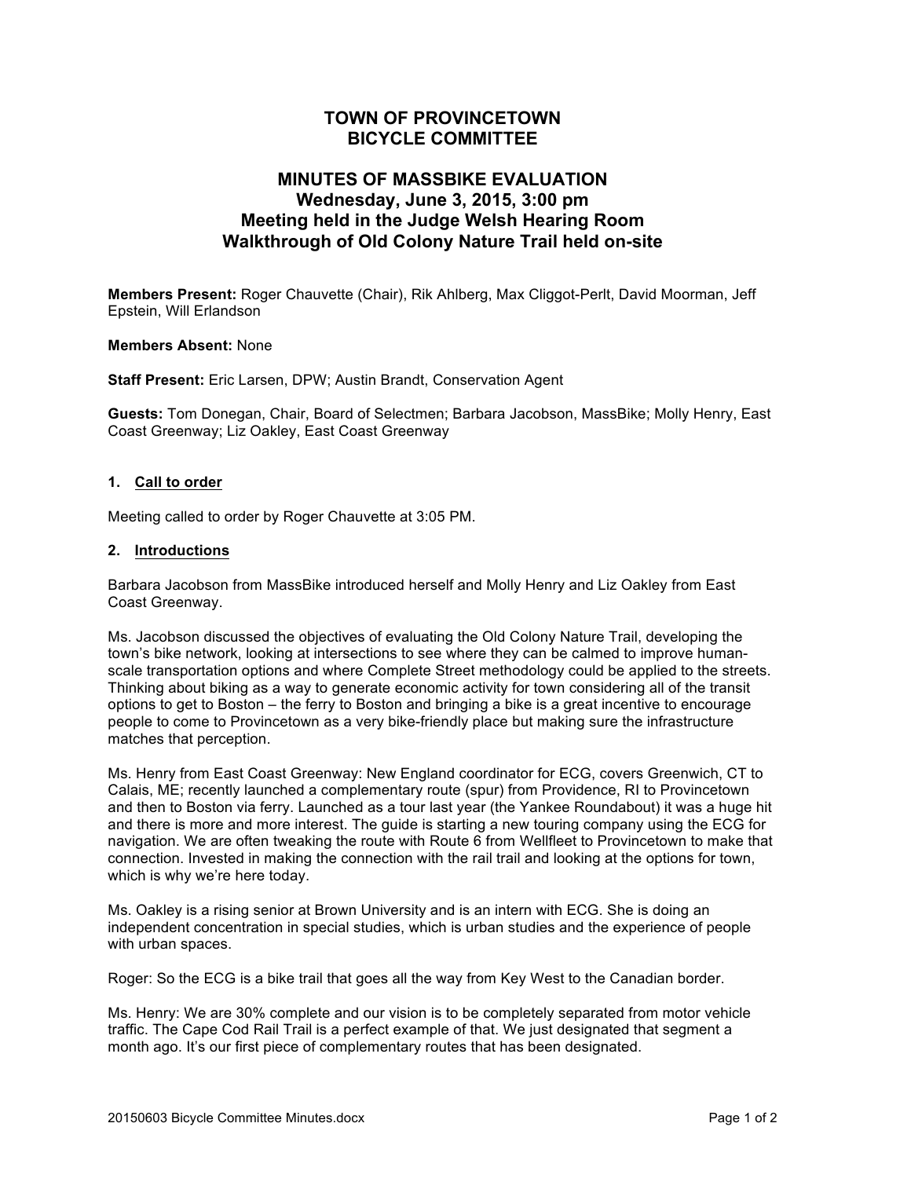# TOWN OF PROVINCETOWN
# BICYCLE COMMITTEE

## MINUTES OF MASSBIKE EVALUATION
## Wednesday, June 3, 2015, 3:00 pm
## Meeting held in the Judge Welsh Hearing Room
## Walkthrough of Old Colony Nature Trail held on-site

**Members Present:** Roger Chauvette (Chair), Rik Ahlberg, Max Cliggot-Perlt, David Moorman, Jeff Epstein, Will Erlandson

**Members Absent:** None

**Staff Present:** Eric Larsen, DPW; Austin Brandt, Conservation Agent

**Guests:** Tom Donegan, Chair, Board of Selectmen; Barbara Jacobson, MassBike; Molly Henry, East Coast Greenway; Liz Oakley, East Coast Greenway

### 1. Call to order

Meeting called to order by Roger Chauvette at 3:05 PM.

### 2. Introductions

Barbara Jacobson from MassBike introduced herself and Molly Henry and Liz Oakley from East Coast Greenway.

Ms. Jacobson discussed the objectives of evaluating the Old Colony Nature Trail, developing the town's bike network, looking at intersections to see where they can be calmed to improve human-scale transportation options and where Complete Street methodology could be applied to the streets. Thinking about biking as a way to generate economic activity for town considering all of the transit options to get to Boston – the ferry to Boston and bringing a bike is a great incentive to encourage people to come to Provincetown as a very bike-friendly place but making sure the infrastructure matches that perception.

Ms. Henry from East Coast Greenway: New England coordinator for ECG, covers Greenwich, CT to Calais, ME; recently launched a complementary route (spur) from Providence, RI to Provincetown and then to Boston via ferry. Launched as a tour last year (the Yankee Roundabout) it was a huge hit and there is more and more interest. The guide is starting a new touring company using the ECG for navigation. We are often tweaking the route with Route 6 from Wellfleet to Provincetown to make that connection. Invested in making the connection with the rail trail and looking at the options for town, which is why we're here today.

Ms. Oakley is a rising senior at Brown University and is an intern with ECG. She is doing an independent concentration in special studies, which is urban studies and the experience of people with urban spaces.

Roger: So the ECG is a bike trail that goes all the way from Key West to the Canadian border.

Ms. Henry: We are 30% complete and our vision is to be completely separated from motor vehicle traffic. The Cape Cod Rail Trail is a perfect example of that. We just designated that segment a month ago. It's our first piece of complementary routes that has been designated.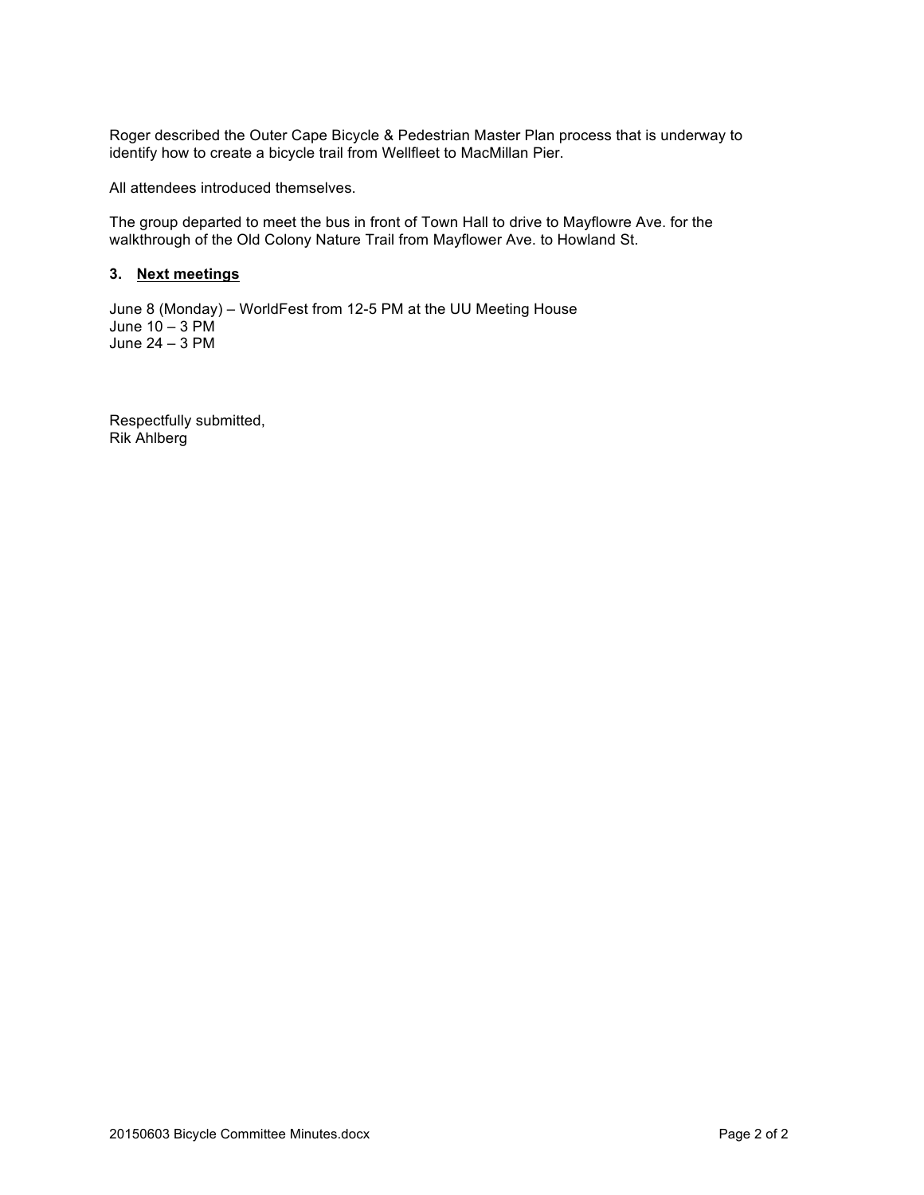Roger described the Outer Cape Bicycle & Pedestrian Master Plan process that is underway to identify how to create a bicycle trail from Wellfleet to MacMillan Pier.

All attendees introduced themselves.

The group departed to meet the bus in front of Town Hall to drive to Mayflowre Ave. for the walkthrough of the Old Colony Nature Trail from Mayflower Ave. to Howland St.

### 3. Next meetings

June 8 (Monday) – WorldFest from 12-5 PM at the UU Meeting House  
June 10 – 3 PM  
June 24 – 3 PM

Respectfully submitted,  
Rik Ahlberg